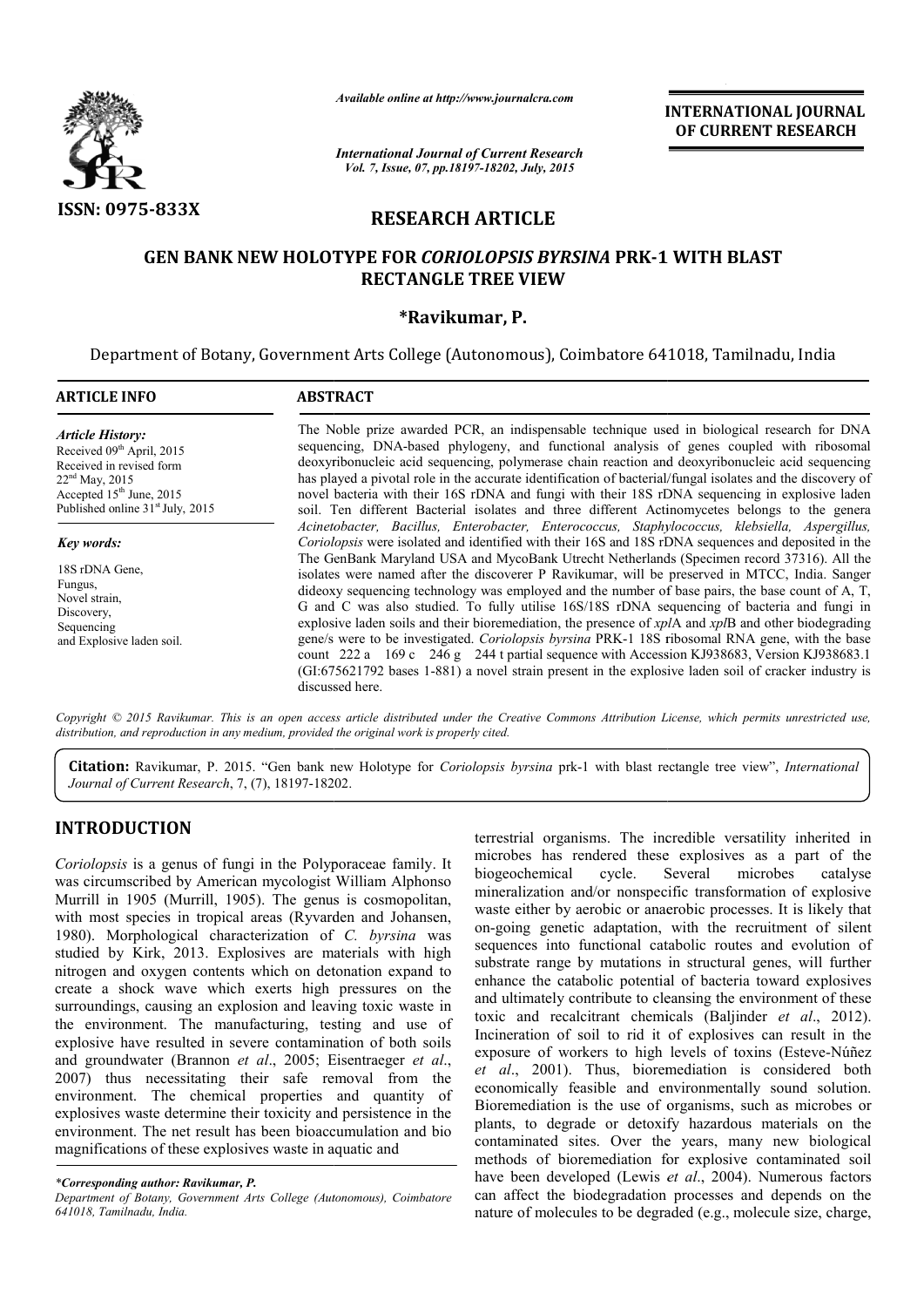**ISSN: 0975-833X**

*Available online at http://www.journalcra.com*

*International Journal of Current Research*
*Vol. 7, Issue, 07, pp.18197-18202, July, 2015*

**INTERNATIONAL JOURNAL OF CURRENT RESEARCH**

## RESEARCH ARTICLE

# GEN BANK NEW HOLOTYPE FOR *CORIOLOPSIS BYRSINA* PRK-1 WITH BLAST RECTANGLE TREE VIEW

### \*Ravikumar, P.

Department of Botany, Government Arts College (Autonomous), Coimbatore 641018, Tamilnadu, India

**ARTICLE INFO**

*Article History:*
Received 09[th] April, 2015
Received in revised form
22[nd] May, 2015
Accepted 15[th] June, 2015
Published online 31[st] July, 2015

*Key words:*

18S rDNA Gene,
Fungus,
Novel strain,
Discovery,
Sequencing
and Explosive laden soil.

**ABSTRACT**

The Noble prize awarded PCR, an indispensable technique used in biological research for DNA sequencing, DNA-based phylogeny, and functional analysis of genes coupled with ribosomal deoxyribonucleic acid sequencing, polymerase chain reaction and deoxyribonucleic acid sequencing has played a pivotal role in the accurate identification of bacterial/fungal isolates and the discovery of novel bacteria with their 16S rDNA and fungi with their 18S rDNA sequencing in explosive laden soil. Ten different Bacterial isolates and three different Actinomycetes belongs to the genera *Acinetobacter, Bacillus, Enterobacter, Enterococcus, Staphylococcus, klebsiella, Aspergillus, Coriolopsis* were isolated and identified with their 16S and 18S rDNA sequences and deposited in the The GenBank Maryland USA and MycoBank Utrecht Netherlands (Specimen record 37316). All the isolates were named after the discoverer P Ravikumar, will be preserved in MTCC, India. Sanger dideoxy sequencing technology was employed and the number of base pairs, the base count of A, T, G and C was also studied. To fully utilise 16S/18S rDNA sequencing of bacteria and fungi in explosive laden soils and their bioremediation, the presence of *xpl*A and *xpl*B and other biodegrading gene/s were to be investigated. *Coriolopsis byrsina* PRK-1 18S ribosomal RNA gene, with the base count 222 a 169 c 246 g 244 t partial sequence with Accession KJ938683, Version KJ938683.1 (GI:675621792 bases 1-881) a novel strain present in the explosive laden soil of cracker industry is discussed here.

*Copyright © 2015 Ravikumar. This is an open access article distributed under the Creative Commons Attribution License, which permits unrestricted use, distribution, and reproduction in any medium, provided the original work is properly cited.*

**Citation:** Ravikumar, P. 2015. "Gen bank new Holotype for *Coriolopsis byrsina* prk-1 with blast rectangle tree view", *International Journal of Current Research*, 7, (7), 18197-18202.

## INTRODUCTION

*Coriolopsis* is a genus of fungi in the Polyporaceae family. It was circumscribed by American mycologist William Alphonso Murrill in 1905 (Murrill, 1905). The genus is cosmopolitan, with most species in tropical areas (Ryvarden and Johansen, 1980). Morphological characterization of *C. byrsina* was studied by Kirk, 2013. Explosives are materials with high nitrogen and oxygen contents which on detonation expand to create a shock wave which exerts high pressures on the surroundings, causing an explosion and leaving toxic waste in the environment. The manufacturing, testing and use of explosive have resulted in severe contamination of both soils and groundwater (Brannon *et al*., 2005; Eisentraeger *et al*., 2007) thus necessitating their safe removal from the environment. The chemical properties and quantity of explosives waste determine their toxicity and persistence in the environment. The net result has been bioaccumulation and bio magnifications of these explosives waste in aquatic and terrestrial organisms. The incredible versatility inherited in microbes has rendered these explosives as a part of the biogeochemical cycle. Several microbes catalyse mineralization and/or nonspecific transformation of explosive waste either by aerobic or anaerobic processes. It is likely that on-going genetic adaptation, with the recruitment of silent sequences into functional catabolic routes and evolution of substrate range by mutations in structural genes, will further enhance the catabolic potential of bacteria toward explosives and ultimately contribute to cleansing the environment of these toxic and recalcitrant chemicals (Baljinder *et al*., 2012). Incineration of soil to rid it of explosives can result in the exposure of workers to high levels of toxins (Esteve-Núñez *et al*., 2001). Thus, bioremediation is considered both economically feasible and environmentally sound solution. Bioremediation is the use of organisms, such as microbes or plants, to degrade or detoxify hazardous materials on the contaminated sites. Over the years, many new biological methods of bioremediation for explosive contaminated soil have been developed (Lewis *et al*., 2004). Numerous factors can affect the biodegradation processes and depends on the nature of molecules to be degraded (e.g., molecule size, charge,

*\*Corresponding author: Ravikumar, P.*
*Department of Botany, Government Arts College (Autonomous), Coimbatore 641018, Tamilnadu, India.*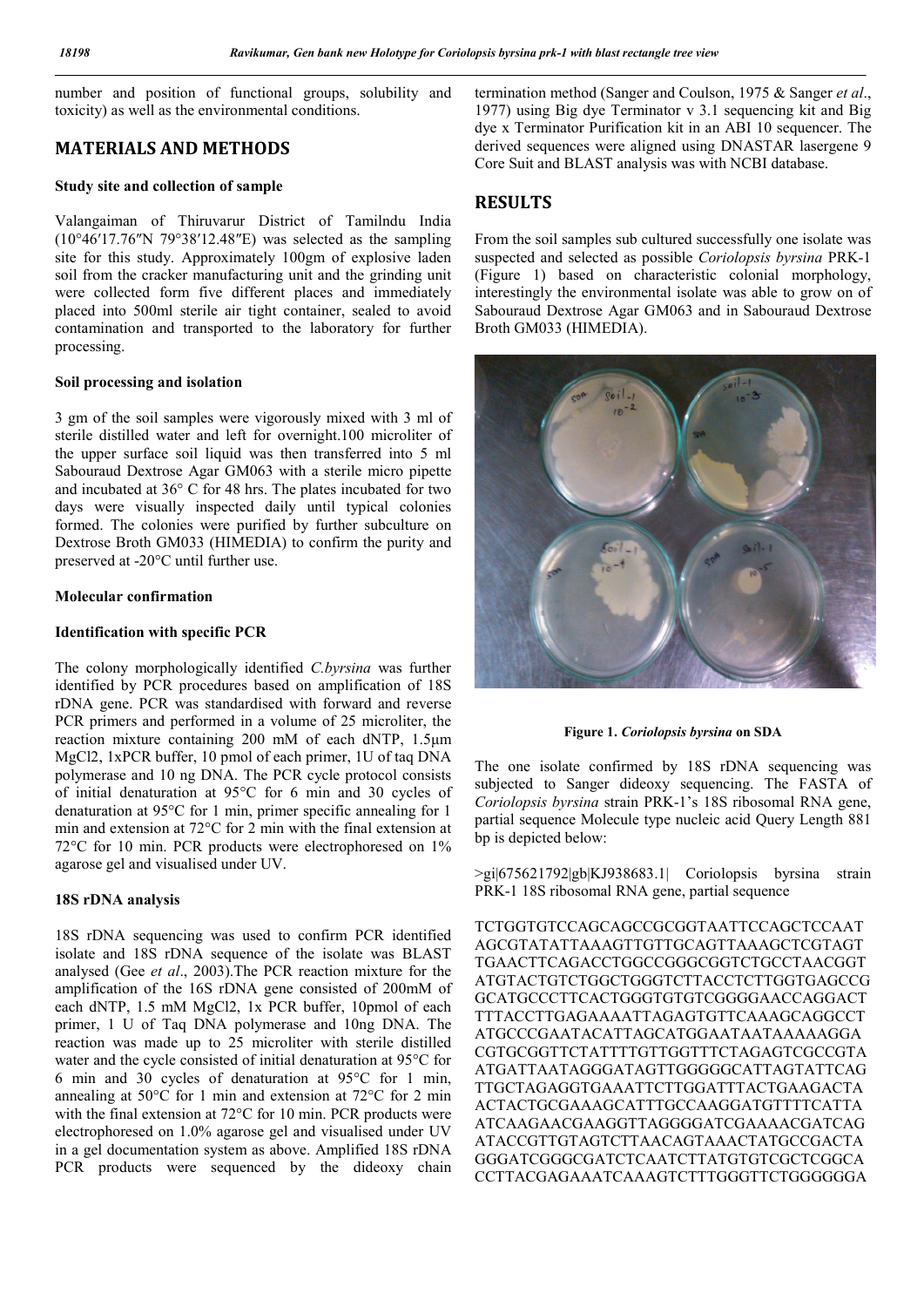number and position of functional groups, solubility and toxicity) as well as the environmental conditions.

## MATERIALS AND METHODS

### Study site and collection of sample

Valangaiman of Thiruvarur District of Tamilndu India (10°46′17.76″N 79°38′12.48″E) was selected as the sampling site for this study. Approximately 100gm of explosive laden soil from the cracker manufacturing unit and the grinding unit were collected form five different places and immediately placed into 500ml sterile air tight container, sealed to avoid contamination and transported to the laboratory for further processing.

### Soil processing and isolation

3 gm of the soil samples were vigorously mixed with 3 ml of sterile distilled water and left for overnight.100 microliter of the upper surface soil liquid was then transferred into 5 ml Sabouraud Dextrose Agar GM063 with a sterile micro pipette and incubated at 36° C for 48 hrs. The plates incubated for two days were visually inspected daily until typical colonies formed. The colonies were purified by further subculture on Dextrose Broth GM033 (HIMEDIA) to confirm the purity and preserved at -20°C until further use.

### Molecular confirmation

### Identification with specific PCR

The colony morphologically identified *C.byrsina* was further identified by PCR procedures based on amplification of 18S rDNA gene. PCR was standardised with forward and reverse PCR primers and performed in a volume of 25 microliter, the reaction mixture containing 200 mM of each dNTP, 1.5µm $MgCl_2$, 1xPCR buffer, 10 pmol of each primer, 1U of taq DNA polymerase and 10 ng DNA. The PCR cycle protocol consists of initial denaturation at 95°C for 6 min and 30 cycles of denaturation at 95°C for 1 min, primer specific annealing for 1 min and extension at 72°C for 2 min with the final extension at 72°C for 10 min. PCR products were electrophoresed on 1% agarose gel and visualised under UV.

### 18S rDNA analysis

18S rDNA sequencing was used to confirm PCR identified isolate and 18S rDNA sequence of the isolate was BLAST analysed (Gee *et al*., 2003).The PCR reaction mixture for the amplification of the 16S rDNA gene consisted of 200mM of each dNTP, 1.5 mM $MgCl_2$, 1x PCR buffer, 10pmol of each primer, 1 U of Taq DNA polymerase and 10ng DNA. The reaction was made up to 25 microliter with sterile distilled water and the cycle consisted of initial denaturation at 95°C for 6 min and 30 cycles of denaturation at 95°C for 1 min, annealing at 50°C for 1 min and extension at 72°C for 2 min with the final extension at 72°C for 10 min. PCR products were electrophoresed on 1.0% agarose gel and visualised under UV in a gel documentation system as above. Amplified 18S rDNA PCR products were sequenced by the dideoxy chain termination method (Sanger and Coulson, 1975 & Sanger *et al*., 1977) using Big dye Terminator v 3.1 sequencing kit and Big dye x Terminator Purification kit in an ABI 10 sequencer. The derived sequences were aligned using DNASTAR lasergene 9 Core Suit and BLAST analysis was with NCBI database.

## RESULTS

From the soil samples sub cultured successfully one isolate was suspected and selected as possible *Coriolopsis byrsina* PRK-1 (Figure 1) based on characteristic colonial morphology, interestingly the environmental isolate was able to grow on of Sabouraud Dextrose Agar GM063 and in Sabouraud Dextrose Broth GM033 (HIMEDIA).

**Figure 1.** ***Coriolopsis byrsina*** **on SDA**

The one isolate confirmed by 18S rDNA sequencing was subjected to Sanger dideoxy sequencing. The FASTA of *Coriolopsis byrsina* strain PRK-1's 18S ribosomal RNA gene, partial sequence Molecule type nucleic acid Query Length 881 bp is depicted below:

>gi|675621792|gb|KJ938683.1| Coriolopsis byrsina strain PRK-1 18S ribosomal RNA gene, partial sequence

TCTGGTGTCCAGCAGCCGCGGTAATTCCAGCTCCAAT
AGCGTATATTAAAGTTGTTGCAGTTAAAGCTCGTAGT
TGAACTTCAGACCTGGCCGGGCGGTCTGCCTAACGGT
ATGTACTGTCTGGCTGGGTCTTACCTCTTGGTGAGCCG
GCATGCCCTTCACTGGGTGTGTCGGGGAACCAGGACT
TTTACCTTGAGAAAATTAGAGTGTTCAAAGCAGGCCT
ATGCCCGAATACATTAGCATGGAATAATAAAAAGGA
CGTGCGGTTCTATTTTGTTGGTTTCTAGAGTCGCCGTA
ATGATTAATAGGGATAGTTGGGGGCATTAGTATTCAG
TTGCTAGAGGTGAAATTCTTGGATTTACTGAAGACTA
ACTACTGCGAAAGCATTTGCCAAGGATGTTTTCATTA
ATCAAGAACGAAGGTTAGGGGATCGAAAACGATCAG
ATACCGTTGTAGTCTTAACAGTAAACTATGCCGACTA
GGGATCGGGCGATCTCAATCTTATGTGTCGCTCGGCA
CCTTACGAGAAATCAAAGTCTTTGGGTTCTGGGGGGA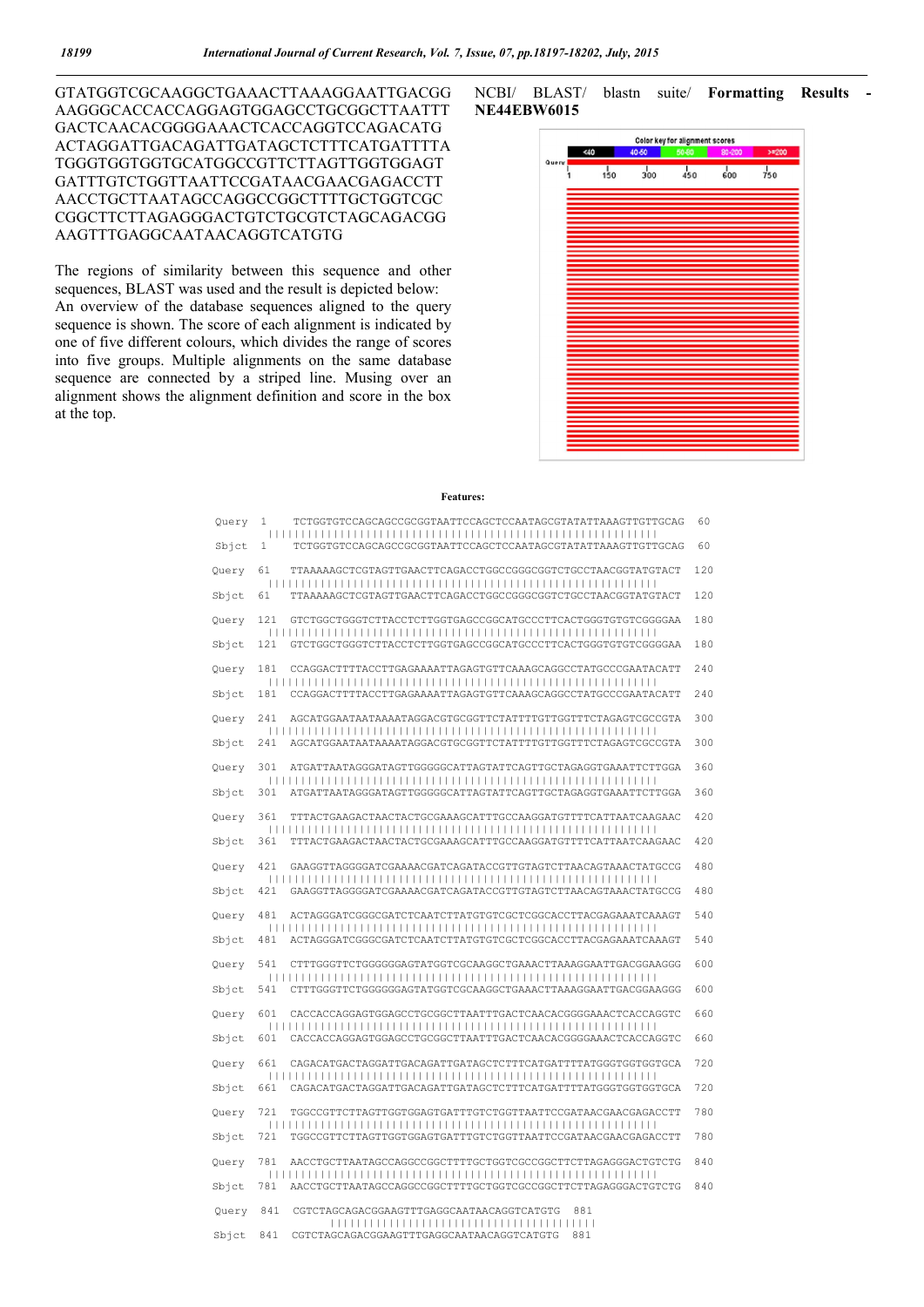GTATGGTCGCAAGGCTGAAACTTAAAGGAATTGACGG AAGGGCACCACCAGGAGTGGAGCCTGCGGCTTAATTT GACTCAACACGGGGAAACTCACCAGGTCCAGACATG ACTAGGATTGACAGATTGATAGCTCTTTCATGATTTA TGGGTGGTGGTGCATGGCCGTTCTTAGTTGGTGGAGT GATTTGTCTGGTTAATTCCGATAACGAACGAGACCTT AACCTGCTTAATAGCCAGGCCGGCTTTTGCTGGTCGC CGGCTTCTTAGAGGGACTGTCTGCGTCTAGCAGACGG AAGTTTGAGGCAATAACAGGTCATGTG

The regions of similarity between this sequence and other sequences, BLAST was used and the result is depicted below: An overview of the database sequences aligned to the query sequence is shown. The score of each alignment is indicated by one of five different colours, which divides the range of scores into five groups. Multiple alignments on the same database sequence are connected by a striped line. Musing over an alignment shows the alignment definition and score in the box at the top.

NCBI/ BLAST/ blastn suite/ **Formatting Results - NE44EBW6015**

**Features:**

```
Query  1    TCTGGTGTCCAGCAGCCGCGGTAATTCCAGCTCCAATAGCGTATATTAAAGTTGTTGCAG  60
            ||||||||||||||||||||||||||||||||||||||||||||||||||||||||||||
Sbjct  1    TCTGGTGTCCAGCAGCCGCGGTAATTCCAGCTCCAATAGCGTATATTAAAGTTGTTGCAG  60

Query  61   TTAAAAAGCTCGTAGTTGAACTTCAGACCTGGCCGGGCGGTCTGCCTAACGGTATGTACT  120
            ||||||||||||||||||||||||||||||||||||||||||||||||||||||||||||
Sbjct  61   TTAAAAAGCTCGTAGTTGAACTTCAGACCTGGCCGGGCGGTCTGCCTAACGGTATGTACT  120

Query  121  GTCTGGCTGGGTCTTACCTCTTGGTGAGCCGGCATGCCCTTCACTGGGTGTGTCGGGGAA  180
            ||||||||||||||||||||||||||||||||||||||||||||||||||||||||||||
Sbjct  121  GTCTGGCTGGGTCTTACCTCTTGGTGAGCCGGCATGCCCTTCACTGGGTGTGTCGGGGAA  180

Query  181  CCAGGACTTTTACCTTGAGAAAATTAGAGTGTTCAAAGCAGGCCTATGCCCGAATACATT  240
            ||||||||||||||||||||||||||||||||||||||||||||||||||||||||||||
Sbjct  181  CCAGGACTTTTACCTTGAGAAAATTAGAGTGTTCAAAGCAGGCCTATGCCCGAATACATT  240

Query  241  AGCATGGAATAATAAAATAGGACGTGCGGTTCTATTTTGTTGGTTTCTAGAGTCGCCGTA  300
            ||||||||||||||||||||||||||||||||||||||||||||||||||||||||||||
Sbjct  241  AGCATGGAATAATAAAATAGGACGTGCGGTTCTATTTTGTTGGTTTCTAGAGTCGCCGTA  300

Query  301  ATGATTAATAGGGATAGTTGGGGGCATTAGTATTCAGTTGCTAGAGGTGAAATTCTTGGA  360
            ||||||||||||||||||||||||||||||||||||||||||||||||||||||||||||
Sbjct  301  ATGATTAATAGGGATAGTTGGGGGCATTAGTATTCAGTTGCTAGAGGTGAAATTCTTGGA  360

Query  361  TTTACTGAAGACTAACTACTGCGAAAGCATTTGCCAAGGATGTTTTCATTAATCAAGAAC  420
            ||||||||||||||||||||||||||||||||||||||||||||||||||||||||||||
Sbjct  361  TTTACTGAAGACTAACTACTGCGAAAGCATTTGCCAAGGATGTTTTCATTAATCAAGAAC  420

Query  421  GAAGGTTAGGGGATCGAAAACGATCAGATACCGTTGTAGTCTTAACAGTAAACTATGCCG  480
            ||||||||||||||||||||||||||||||||||||||||||||||||||||||||||||
Sbjct  421  GAAGGTTAGGGGATCGAAAACGATCAGATACCGTTGTAGTCTTAACAGTAAACTATGCCG  480

Query  481  ACTAGGGATCGGGCGATCTCAATCTTATGTGTCGCTCGGCACCTTACGAGAAATCAAAGT  540
            ||||||||||||||||||||||||||||||||||||||||||||||||||||||||||||
Sbjct  481  ACTAGGGATCGGGCGATCTCAATCTTATGTGTCGCTCGGCACCTTACGAGAAATCAAAGT  540

Query  541  CTTTGGGTTCTGGGGGGAGTATGGTCGCAAGGCTGAAACTTAAAGGAATTGACGGAAGGG  600
            ||||||||||||||||||||||||||||||||||||||||||||||||||||||||||||
Sbjct  541  CTTTGGGTTCTGGGGGGAGTATGGTCGCAAGGCTGAAACTTAAAGGAATTGACGGAAGGG  600

Query  601  CACCACCAGGAGTGGAGCCTGCGGCTTAATTTGACTCAACACGGGGAAACTCACCAGGTC  660
            ||||||||||||||||||||||||||||||||||||||||||||||||||||||||||||
Sbjct  601  CACCACCAGGAGTGGAGCCTGCGGCTTAATTTGACTCAACACGGGGAAACTCACCAGGTC  660

Query  661  CAGACATGACTAGGATTGACAGATTGATAGCTCTTTCATGATTTATGGGTGGTGGTGCA  720
            ||||||||||||||||||||||||||||||||||||||||||||||||||||||||||||
Sbjct  661  CAGACATGACTAGGATTGACAGATTGATAGCTCTTTCATGATTTATGGGTGGTGGTGCA  720

Query  721  TGGCCGTTCTTAGTTGGTGGAGTGATTTGTCTGGTTAATTCCGATAACGAACGAGACCTT  780
            ||||||||||||||||||||||||||||||||||||||||||||||||||||||||||||
Sbjct  721  TGGCCGTTCTTAGTTGGTGGAGTGATTTGTCTGGTTAATTCCGATAACGAACGAGACCTT  780

Query  781  AACCTGCTTAATAGCCAGGCCGGCTTTTGCTGGTCGCCGGCTTCTTAGAGGGACTGTCTG  840
            ||||||||||||||||||||||||||||||||||||||||||||||||||||||||||||
Sbjct  781  AACCTGCTTAATAGCCAGGCCGGCTTTTGCTGGTCGCCGGCTTCTTAGAGGGACTGTCTG  840

Query  841  CGTCTAGCAGACGGAAGTTTGAGGCAATAACAGGTCATGTG  881
            |||||||||||||||||||||||||||||||||||||||||
Sbjct  841  CGTCTAGCAGACGGAAGTTTGAGGCAATAACAGGTCATGTG  881
```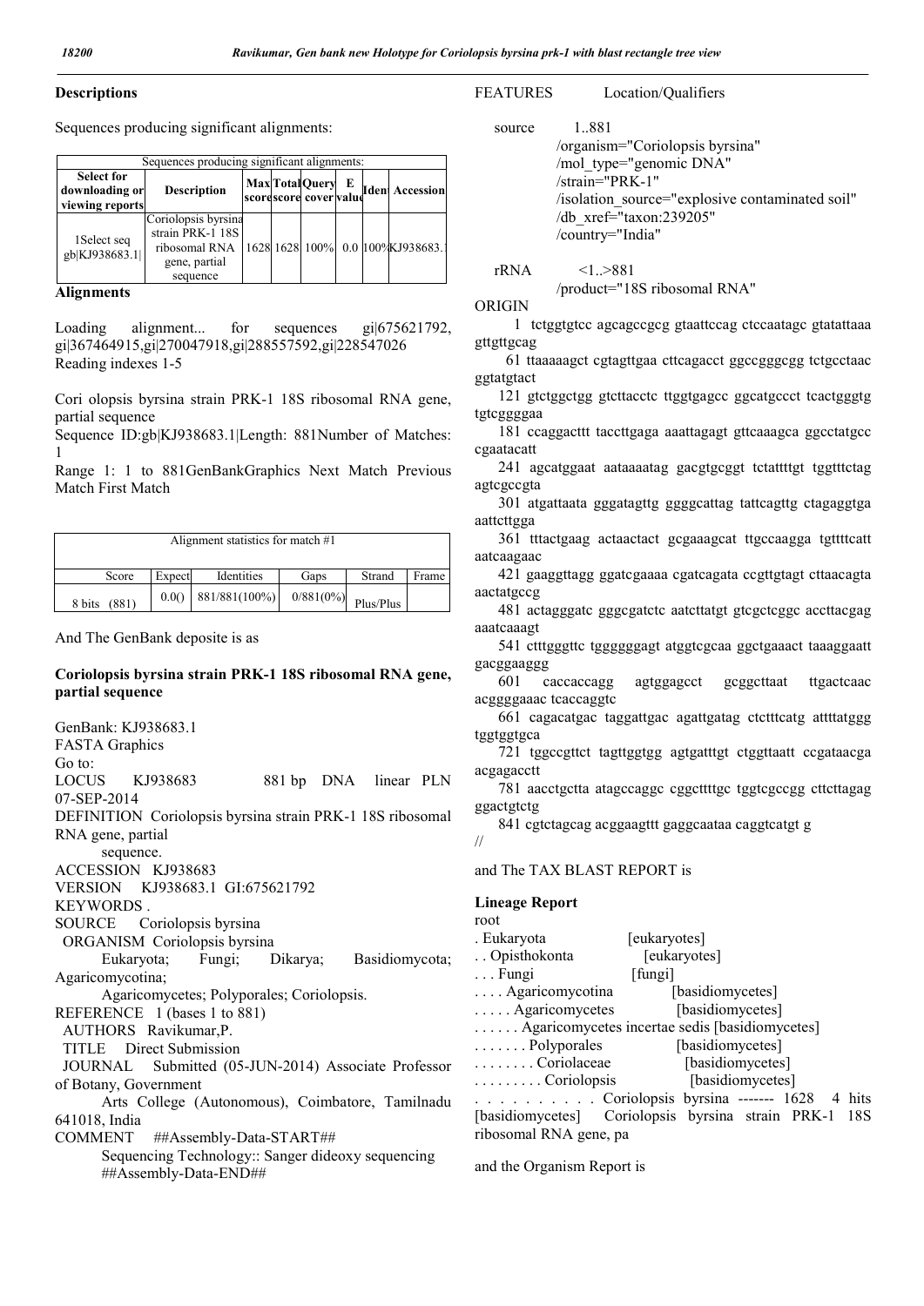## Descriptions

Sequences producing significant alignments:

| Sequences producing significant alignments: | | | | | | | |
|---|---|---|---|---|---|---|---|
| Select for downloading or viewing reports | Description | Max score | Total score | Query cover | E value | Ident | Accession |
| 1Select seq gb\|KJ938683.1\| | Coriolopsis byrsina strain PRK-1 18S ribosomal RNA gene, partial sequence | 1628 | 1628 | 100% | 0.0 | 100% | KJ938683.1 |

**Alignments**

Loading alignment... for sequences gi|675621792, gi|367464915,gi|270047918,gi|288557592,gi|228547026 Reading indexes 1-5

Cori olopsis byrsina strain PRK-1 18S ribosomal RNA gene, partial sequence

Sequence ID:gb|KJ938683.1|Length: 881Number of Matches: 1

Range 1: 1 to 881GenBankGraphics Next Match Previous Match First Match

| Alignment statistics for match #1 | | | | | |
|---|---|---|---|---|---|
| Score | Expect | Identities | Gaps | Strand | Frame |
| 8 bits (881) | 0.0() | 881/881(100%) | 0/881(0%) | Plus/Plus | |

And The GenBank deposite is as

**Coriolopsis byrsina strain PRK-1 18S ribosomal RNA gene, partial sequence**

GenBank: KJ938683.1
FASTA Graphics
Go to:
LOCUS KJ938683 881 bp DNA linear PLN 07-SEP-2014
DEFINITION Coriolopsis byrsina strain PRK-1 18S ribosomal RNA gene, partial
sequence.
ACCESSION KJ938683
VERSION KJ938683.1 GI:675621792
KEYWORDS .
SOURCE Coriolopsis byrsina
ORGANISM Coriolopsis byrsina
Eukaryota; Fungi; Dikarya; Basidiomycota; Agaricomycotina;
Agaricomycetes; Polyporales; Coriolopsis.
REFERENCE 1 (bases 1 to 881)
AUTHORS Ravikumar,P.
TITLE Direct Submission
JOURNAL Submitted (05-JUN-2014) Associate Professor of Botany, Government
Arts College (Autonomous), Coimbatore, Tamilnadu 641018, India
COMMENT ##Assembly-Data-START##
Sequencing Technology:: Sanger dideoxy sequencing
##Assembly-Data-END##

FEATURES Location/Qualifiers

source 1..881
/organism="Coriolopsis byrsina"
/mol_type="genomic DNA"
/strain="PRK-1"
/isolation_source="explosive contaminated soil"
/db_xref="taxon:239205"
/country="India"

rRNA <1..>881
/product="18S ribosomal RNA"

ORIGIN

```
  1 tctggtgtcc agcagccgcg gtaattccag ctccaatagc gtatattaaa gttgttgcag
 61 ttaaaaagct cgtagttgaa cttcagacct ggccgggcgg tctgcctaac ggtatgtact
121 gtctggctgg gtcttacctc ttggtgagcc ggcatgccct tcactgggtg tgtcggggaa
181 ccaggacttt taccttgaga aaattagagt gttcaaagca ggcctatgcc cgaatacatt
241 agcatggaat aataaaatag gacgtgcggt tctattttgt tggtttctag agtcgccgta
301 atgattaata gggatagttg ggggcattag tattcagttg ctagaggtga aattcttgga
361 tttactgaag actaactact gcgaaagcat ttgccaagga tgttttcatt aatcaagaac
421 gaaggttagg ggatcgaaaa cgatcagata ccgttgtagt cttaacagta aactatgccg
481 actagggatc gggcgatctc aatcttatgt gtcgctcggc accttacgag aaatcaaagt
541 ctttgggttc tgggggggagt atggtcgcaa ggctgaaact taaaggaatt gacggaaggg
601 caccaccagg agtggagcct gcggcttaat ttgactcaac acggggaaac tcaccaggtc
661 cagacatgac taggattgac agattgatag ctctttcatg attttatggg tggtggtgca
721 tggccgttct tagttggtgg agtgatttgt ctggttaatt ccgataacga acgagacctt
781 aacctgctta atagccaggc cggcttttgc tggtcgccgg cttcttagag ggactgtctg
841 cgtctagcag acggaagttt gaggcaataa caggtcatgt g
//
```

and The TAX BLAST REPORT is

**Lineage Report**

root
. Eukaryota [eukaryotes]
. . Opisthokonta [eukaryotes]
. . . Fungi [fungi]
. . . . Agaricomycotina [basidiomycetes]
. . . . . Agaricomycetes [basidiomycetes]
. . . . . . Agaricomycetes incertae sedis [basidiomycetes]
. . . . . . . Polyporales [basidiomycetes]
. . . . . . . . Coriolaceae [basidiomycetes]
. . . . . . . . . Coriolopsis [basidiomycetes]
. . . . . . . . . . Coriolopsis byrsina ------- 1628 4 hits [basidiomycetes] Coriolopsis byrsina strain PRK-1 18S ribosomal RNA gene, pa

and the Organism Report is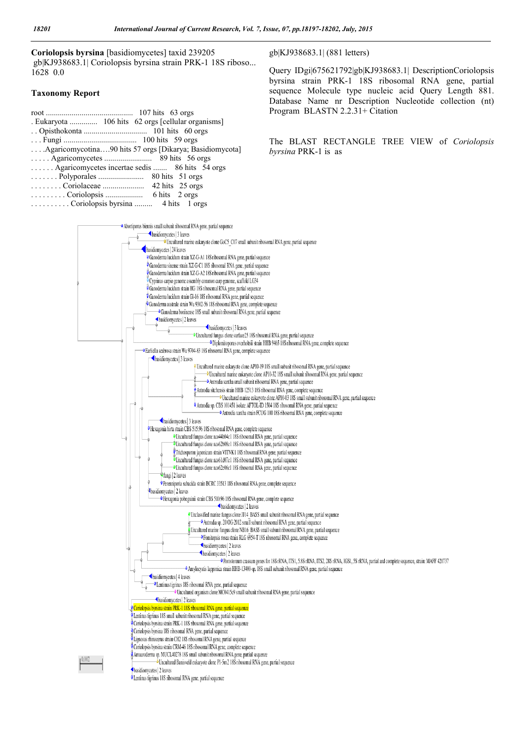**Coriolopsis byrsina** [basidiomycetes] taxid 239205
gb|KJ938683.1| Coriolopsis byrsina strain PRK-1 18S riboso... 1628 0.0

### Taxonomy Report

root ............................................ 107 hits 63 orgs
. Eukaryota .............. 106 hits 62 orgs [cellular organisms]
. . Opisthokonta ................................ 101 hits 60 orgs
. . . Fungi ..................................... 100 hits 59 orgs
. . . .Agaricomycotina….90 hits 57 orgs [Dikarya; Basidiomycota]
. . . . . Agaricomycetes ........................ 89 hits 56 orgs
. . . . . . Agaricomycetes incertae sedis ....... 86 hits 54 orgs
. . . . . . . Polyporales ....................... 80 hits 51 orgs
. . . . . . . . Coriolaceae ..................... 42 hits 25 orgs
. . . . . . . . . Coriolopsis ................... 6 hits 2 orgs
. . . . . . . . . . Coriolopsis byrsina ......... 4 hits 1 orgs

gb|KJ938683.1| (881 letters)

Query IDgi|675621792|gb|KJ938683.1| DescriptionCoriolopsis byrsina strain PRK-1 18S ribosomal RNA gene, partial sequence Molecule type nucleic acid Query Length 881. Database Name nr Description Nucleotide collection (nt) Program BLASTN 2.2.31+ Citation

The BLAST RECTANGLE TREE VIEW of *Coriolopsis byrsina* PRK-1 is as

- Abortiporus biennis small subunit ribosomal RNA gene, partial sequence
- basidiomycetes | 3 leaves
- Uncultured marine eukaryote clone GoC5_C07 small subunit ribosomal RNA gene, partial sequence
- basidiomycetes | 24 leaves
- Ganoderma lucidum strain XZ-G-A1 18S ribosomal RNA gene, partial sequence
- Ganoderma sinense strain XZ-G-C1 18S ribosomal RNA gene, partial sequence
- Ganoderma lucidum strain XZ-G-A2 18S ribosomal RNA gene, partial sequence
- Cyprinus carpio genome assembly common carp genome, scaffold LG34
- Ganoderma lucidum strain HG 18S ribosomal RNA gene, partial sequence
- Ganoderma lucidum strain Gl-16 18S ribosomal RNA gene, partial sequence
- Ganoderma australe strain Wu 9302-56 18S ribosomal RNA gene, complete sequence
- Ganoderma boninense 18S small subunit ribosomal RNA gene, partial sequence
- basidiomycetes | 2 leaves
- basidiomycetes | 3 leaves
- Uncultured fungus clone surface25 18S ribosomal RNA gene, partial sequence
- Diplomitoporus overholtsii strain HHB 9465 18S ribosomal RNA gene, complete sequence
- Earliella scabrosa strain Wu 9704-83 18S ribosomal RNA gene, complete sequence
- basidiomycetes | 3 leaves
- Uncultured marine eukaryote clone AP10-19 18S small subunit ribosomal RNA gene, partial sequence
- Uncultured marine eukaryote clone AP10-32 18S small subunit ribosomal RNA gene, partial sequence
- Antrodia xantha small subunit ribosomal RNA gene, partial sequence
- Antrodia sitchensis strain HHB 12513 18S ribosomal RNA gene, complete sequence
- Uncultured marine eukaryote clone AP10-03 18S small subunit ribosomal RNA gene, partial sequence
- Antrodia sp. CBS 101451 isolate AFTOL-ID 1504 18S ribosomal RNA gene, partial sequence
- Antrodia xantha strain FCUG 100 18S ribosomal RNA gene, complete sequence
- basidiomycetes | 3 leaves
- Hexagonia hirta strain CBS 515.96 18S ribosomal RNA gene, complete sequence
- Uncultured fungus clone nco44b04c1 18S ribosomal RNA gene, partial sequence
- Uncultured fungus clone nco62b08e1 18S ribosomal RNA gene, partial sequence
- Trichosporon japonicum strain VITVK1 18S ribosomal RNA gene, partial sequence
- Uncultured fungus clone nco61d07c1 18S ribosomal RNA gene, partial sequence
- Uncultured fungus clone nco62e06c1 18S ribosomal RNA gene, partial sequence
- fungi | 2 leaves
- Perenniporia subacida strain BCRC 35313 18S ribosomal RNA gene, complete sequence
- basidiomycetes | 2 leaves
- Hexagonia pobeguinii strain CBS 510.96 18S ribosomal RNA gene, complete sequence
- basidiomycetes | 2 leaves
- Unclassified marine fungus clone JJ14_BASS small subunit ribosomal RNA gene, partial sequence
- Antrodia sp. 20 OG-2012 small subunit ribosomal RNA gene, partial sequence
- Uncultured marine fungus clone NB16_BASS small subunit ribosomal RNA gene, partial sequence
- Fomitopsis rosea strain RLG 6954-T 18S ribosomal RNA gene, complete sequence
- basidiomycetes | 2 leaves
- basidiomycetes | 2 leaves
- Porostereum crassum genes for 18S rRNA, ITS1, 5.8S rRNA, ITS2, 28S rRNA, IGS1, 5S rRNA, partial and complete sequence, strain: MAFF 420737
- Amylocystis lapponica strain HHB-13400-sp. 18S small subunit ribosomal RNA gene, partial sequence
- basidiomycetes | 4 leaves
- Lentinus tigrinus 18S ribosomal RNA gene, partial sequence
- Uncultured organism clone MC0415c9 small subunit ribosomal RNA gene, partial sequence
- basidiomycetes | 2 leaves
- Coriolopsis byrsina strain PRK-1 18S ribosomal RNA gene, partial sequence
- Lentinus tigrinus 18S small subunit ribosomal RNA gene, partial sequence
- Coriolopsis byrsina strain PRK-1 18S ribosomal RNA gene, partial sequence
- Coriolopsis byrsina 18S ribosomal RNA gene, partial sequence
- Lignosus rhinocerus strain CH2 18S ribosomal RNA gene, partial sequence
- Coriolopsis byrsina strain CRM-46 18S ribosomal RNA gene, complete sequence
- Amauroderma sp. MUCL40278 18S small subunit ribosomal RNA gene, partial sequence
- Uncultured Banisveld eukaryote clone P1-5m2 18S ribosomal RNA gene, partial sequence
- basidiomycetes | 2 leaves
- Lentinus tigrinus 18S ribosomal RNA gene, partial sequence

0.002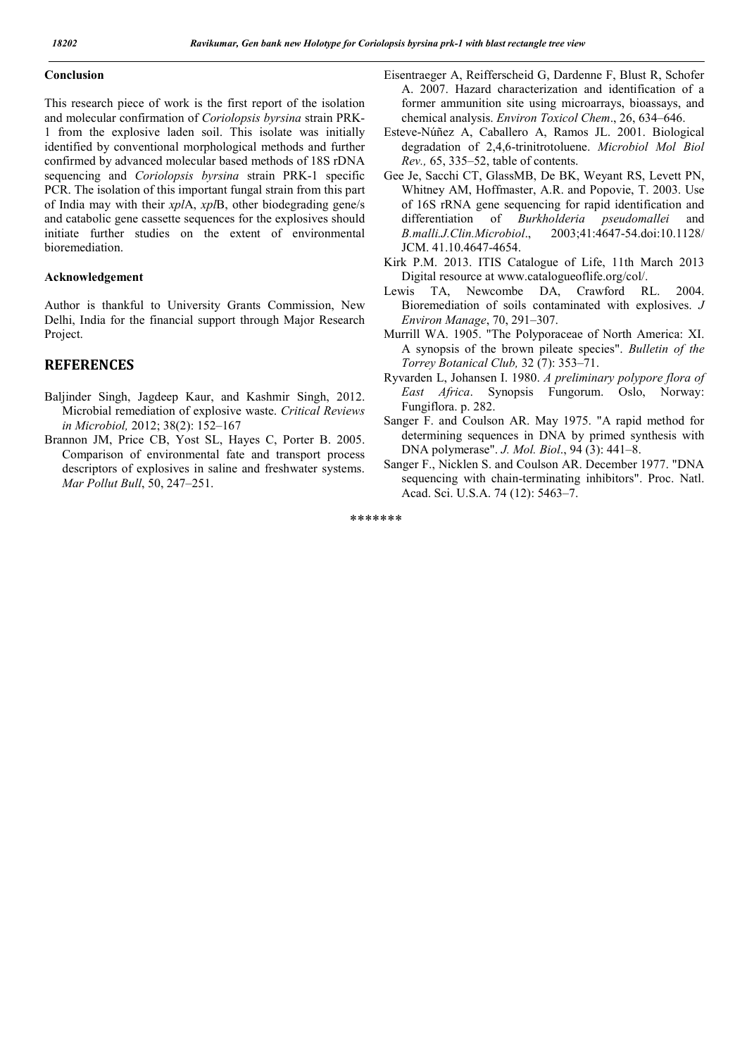## Conclusion

This research piece of work is the first report of the isolation and molecular confirmation of *Coriolopsis byrsina* strain PRK-1 from the explosive laden soil. This isolate was initially identified by conventional morphological methods and further confirmed by advanced molecular based methods of 18S rDNA sequencing and *Coriolopsis byrsina* strain PRK-1 specific PCR. The isolation of this important fungal strain from this part of India may with their *xpl*A, *xpl*B, other biodegrading gene/s and catabolic gene cassette sequences for the explosives should initiate further studies on the extent of environmental bioremediation.

## Acknowledgement

Author is thankful to University Grants Commission, New Delhi, India for the financial support through Major Research Project.

## REFERENCES

Baljinder Singh, Jagdeep Kaur, and Kashmir Singh, 2012. Microbial remediation of explosive waste. *Critical Reviews in Microbiol,* 2012; 38(2): 152–167

Brannon JM, Price CB, Yost SL, Hayes C, Porter B. 2005. Comparison of environmental fate and transport process descriptors of explosives in saline and freshwater systems. *Mar Pollut Bull*, 50, 247–251.

Eisentraeger A, Reifferscheid G, Dardenne F, Blust R, Schofer A. 2007. Hazard characterization and identification of a former ammunition site using microarrays, bioassays, and chemical analysis. *Environ Toxicol Chem*., 26, 634–646.

Esteve-Núñez A, Caballero A, Ramos JL. 2001. Biological degradation of 2,4,6-trinitrotoluene. *Microbiol Mol Biol Rev.,* 65, 335–52, table of contents.

Gee Je, Sacchi CT, GlassMB, De BK, Weyant RS, Levett PN, Whitney AM, Hoffmaster, A.R. and Popovie, T. 2003. Use of 16S rRNA gene sequencing for rapid identification and differentiation of *Burkholderia pseudomallei* and *B.malli.J.Clin.Microbiol*., 2003;41:4647-54.doi:10.1128/ JCM. 41.10.4647-4654.

Kirk P.M. 2013. ITIS Catalogue of Life, 11th March 2013 Digital resource at www.catalogueoflife.org/col/.

Lewis TA, Newcombe DA, Crawford RL. 2004. Bioremediation of soils contaminated with explosives. *J Environ Manage*, 70, 291–307.

Murrill WA. 1905. "The Polyporaceae of North America: XI. A synopsis of the brown pileate species". *Bulletin of the Torrey Botanical Club,* 32 (7): 353–71.

Ryvarden L, Johansen I. 1980. *A preliminary polypore flora of East Africa*. Synopsis Fungorum. Oslo, Norway: Fungiflora. p. 282.

Sanger F. and Coulson AR. May 1975. "A rapid method for determining sequences in DNA by primed synthesis with DNA polymerase". *J. Mol. Biol*., 94 (3): 441–8.

Sanger F., Nicklen S. and Coulson AR. December 1977. "DNA sequencing with chain-terminating inhibitors". Proc. Natl. Acad. Sci. U.S.A. 74 (12): 5463–7.

*******